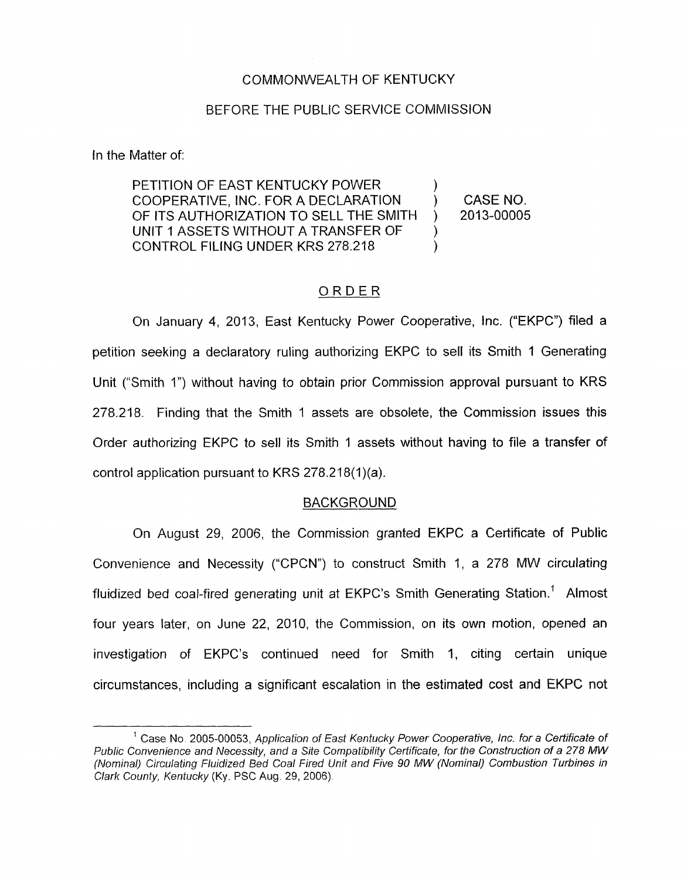COMMONWEALTH OF KENTUCKY

BEFORE THE PUBLIC SERVICE COMMISSION

In the Matter of:

PETITION OF EAST KENTUCKY POWER COOPERATIVE, INC. FOR A DECLARATION OF ITS AUTHORIZATION TO SELL THE SMITH UNIT 1 ASSETS WITHOUT A TRANSFER OF CONTROL FILING UNDER KRS 278.218 ) CASE NO. 2013-00005

## ORDER

On January 4, 2013, East Kentucky Power Cooperative, Inc. ("EKPC") filed a petition seeking a declaratory ruling authorizing EKPC to sell its Smith 1 Generating Unit ("Smith 1") without having to obtain prior Commission approval pursuant to KRS 278.218. Finding that the Smith 1 assets are obsolete, the Commission issues this Order authorizing EKPC to sell its Smith 1 assets without having to file a transfer of control application pursuant to KRS 278.218(1)(a).

## BACKGROUND

On August 29, 2006, the Commission granted EKPC a Certificate of Public Convenience and Necessity ("CPCN") to construct Smith 1, a 278 MW circulating fluidized bed coal-fired generating unit at EKPC's Smith Generating Station.[1] Almost four years later, on June 22, 2010, the Commission, on its own motion, opened an investigation of EKPC's continued need for Smith 1, citing certain unique circumstances, including a significant escalation in the estimated cost and EKPC not

[1] Case No. 2005-00053, *Application of East Kentucky Power Cooperative, Inc. for a Certificate of Public Convenience and Necessity, and a Site Compatibility Certificate, for the Construction of a 278 MW (Nominal) Circulating Fluidized Bed Coal Fired Unit and Five 90 MW (Nominal) Combustion Turbines in Clark County, Kentucky* (Ky. PSC Aug. 29, 2006).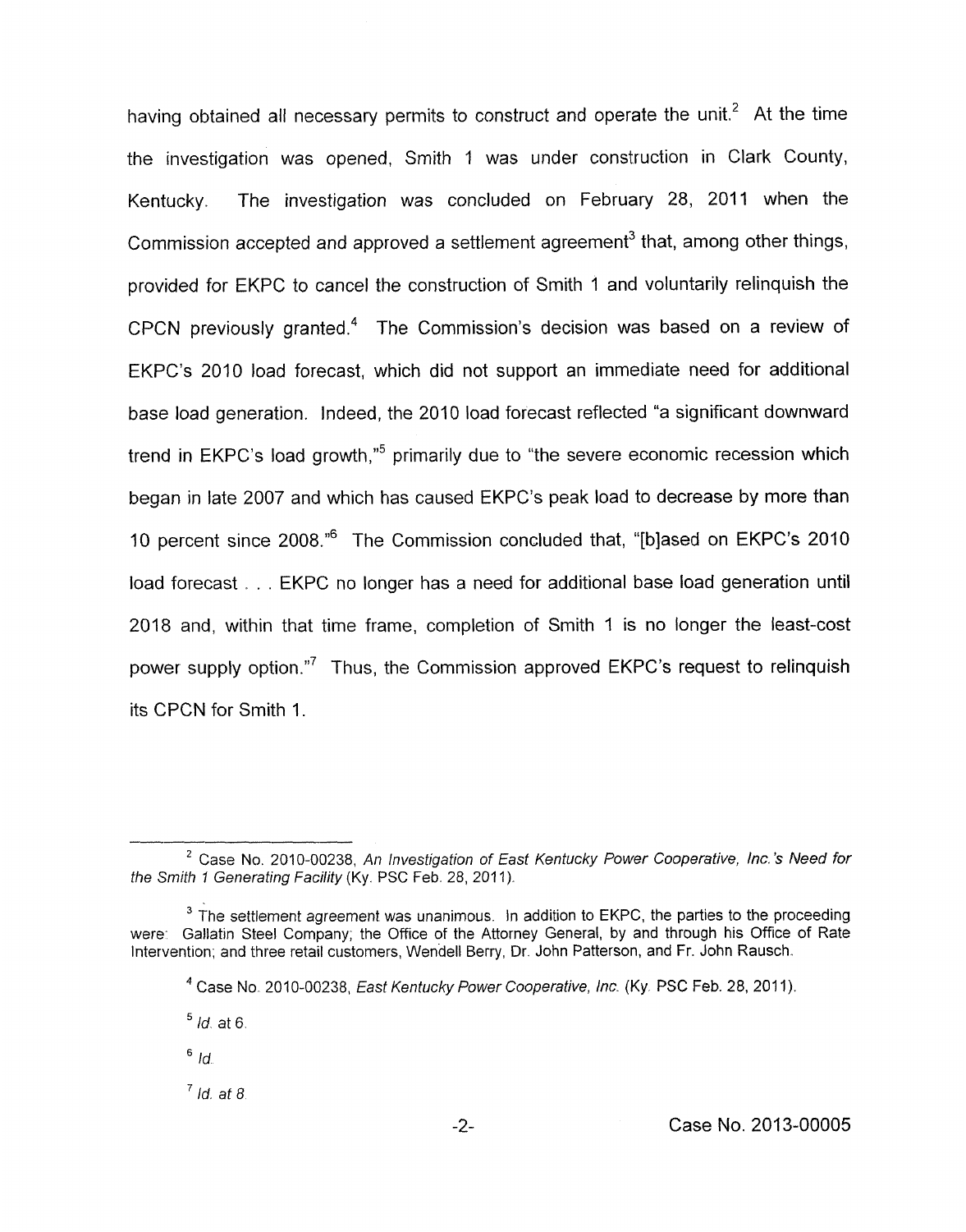having obtained all necessary permits to construct and operate the unit.[2] At the time the investigation was opened, Smith 1 was under construction in Clark County, Kentucky. The investigation was concluded on February 28, 2011 when the Commission accepted and approved a settlement agreement[3] that, among other things, provided for EKPC to cancel the construction of Smith 1 and voluntarily relinquish the CPCN previously granted.[4] The Commission's decision was based on a review of EKPC's 2010 load forecast, which did not support an immediate need for additional base load generation. Indeed, the 2010 load forecast reflected "a significant downward trend in EKPC's load growth,"[5] primarily due to "the severe economic recession which began in late 2007 and which has caused EKPC's peak load to decrease by more than 10 percent since 2008."[6] The Commission concluded that, "[b]ased on EKPC's 2010 load forecast . . . EKPC no longer has a need for additional base load generation until 2018 and, within that time frame, completion of Smith 1 is no longer the least-cost power supply option."[7] Thus, the Commission approved EKPC's request to relinquish its CPCN for Smith 1.

---

[2] Case No. 2010-00238, *An Investigation of East Kentucky Power Cooperative, Inc.'s Need for the Smith 1 Generating Facility* (Ky. PSC Feb. 28, 2011).

[3] The settlement agreement was unanimous. In addition to EKPC, the parties to the proceeding were: Gallatin Steel Company; the Office of the Attorney General, by and through his Office of Rate Intervention; and three retail customers, Wendell Berry, Dr. John Patterson, and Fr. John Rausch.

[4] Case No. 2010-00238, *East Kentucky Power Cooperative, Inc.* (Ky. PSC Feb. 28, 2011).

[5] *Id.* at 6.

[6] *Id.*

[7] *Id. at 8.*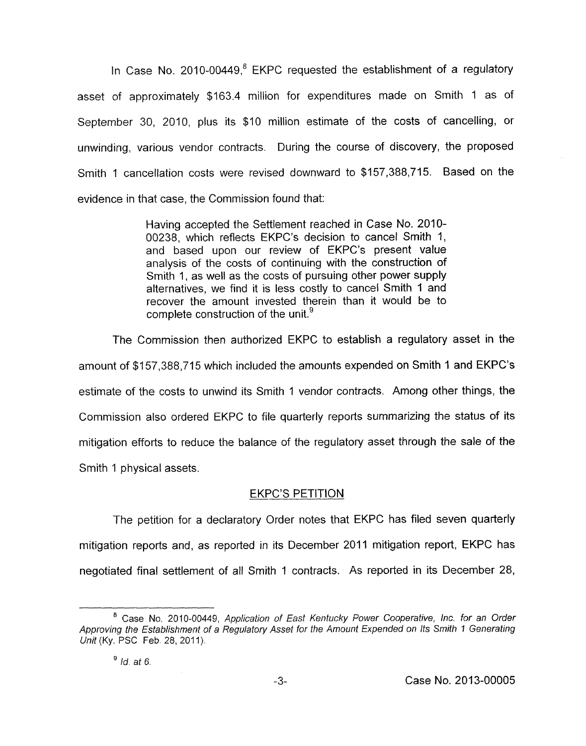In Case No. 2010-00449,[8] EKPC requested the establishment of a regulatory asset of approximately \$163.4 million for expenditures made on Smith 1 as of September 30, 2010, plus its \$10 million estimate of the costs of cancelling, or unwinding, various vendor contracts. During the course of discovery, the proposed Smith 1 cancellation costs were revised downward to \$157,388,715. Based on the evidence in that case, the Commission found that:

> Having accepted the Settlement reached in Case No. 2010-00238, which reflects EKPC's decision to cancel Smith 1, and based upon our review of EKPC's present value analysis of the costs of continuing with the construction of Smith 1, as well as the costs of pursuing other power supply alternatives, we find it is less costly to cancel Smith 1 and recover the amount invested therein than it would be to complete construction of the unit.[9]

The Commission then authorized EKPC to establish a regulatory asset in the amount of \$157,388,715 which included the amounts expended on Smith 1 and EKPC's estimate of the costs to unwind its Smith 1 vendor contracts. Among other things, the Commission also ordered EKPC to file quarterly reports summarizing the status of its mitigation efforts to reduce the balance of the regulatory asset through the sale of the Smith 1 physical assets.

## EKPC'S PETITION

The petition for a declaratory Order notes that EKPC has filed seven quarterly mitigation reports and, as reported in its December 2011 mitigation report, EKPC has negotiated final settlement of all Smith 1 contracts. As reported in its December 28,

---

[8] Case No. 2010-00449, *Application of East Kentucky Power Cooperative, Inc. for an Order Approving the Establishment of a Regulatory Asset for the Amount Expended on Its Smith 1 Generating Unit* (Ky. PSC Feb. 28, 2011).

[9] *Id. at 6.*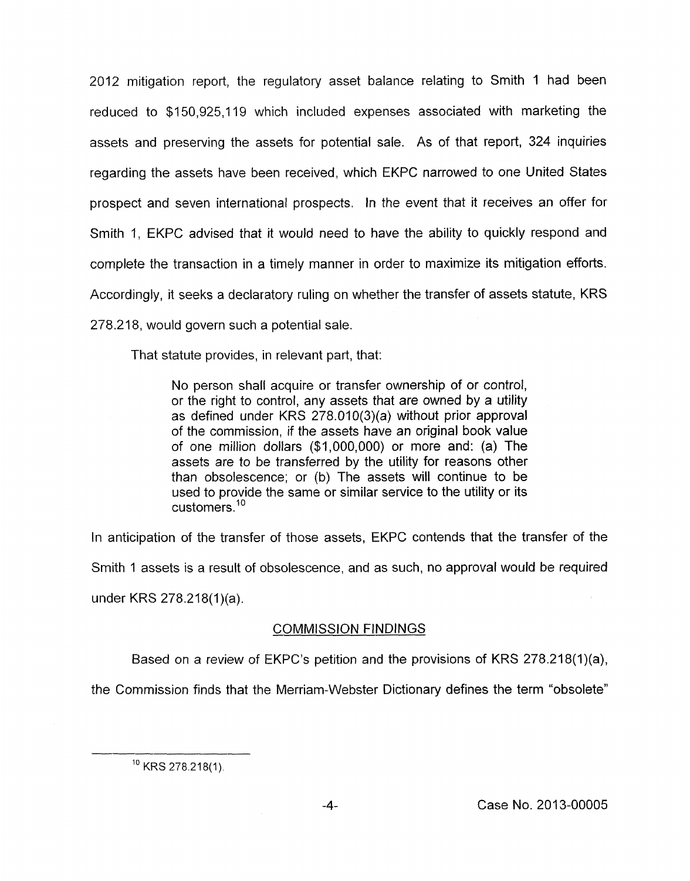2012 mitigation report, the regulatory asset balance relating to Smith 1 had been reduced to $150,925,119 which included expenses associated with marketing the assets and preserving the assets for potential sale. As of that report, 324 inquiries regarding the assets have been received, which EKPC narrowed to one United States prospect and seven international prospects. In the event that it receives an offer for Smith 1, EKPC advised that it would need to have the ability to quickly respond and complete the transaction in a timely manner in order to maximize its mitigation efforts. Accordingly, it seeks a declaratory ruling on whether the transfer of assets statute, KRS 278.218, would govern such a potential sale.

That statute provides, in relevant part, that:

> No person shall acquire or transfer ownership of or control, or the right to control, any assets that are owned by a utility as defined under KRS 278.010(3)(a) without prior approval of the commission, if the assets have an original book value of one million dollars ($1,000,000) or more and: (a) The assets are to be transferred by the utility for reasons other than obsolescence; or (b) The assets will continue to be used to provide the same or similar service to the utility or its customers.[10]

In anticipation of the transfer of those assets, EKPC contends that the transfer of the Smith 1 assets is a result of obsolescence, and as such, no approval would be required under KRS 278.218(1)(a).

## COMMISSION FINDINGS

Based on a review of EKPC's petition and the provisions of KRS 278.218(1)(a), the Commission finds that the Merriam-Webster Dictionary defines the term "obsolete"

---

[10] KRS 278.218(1).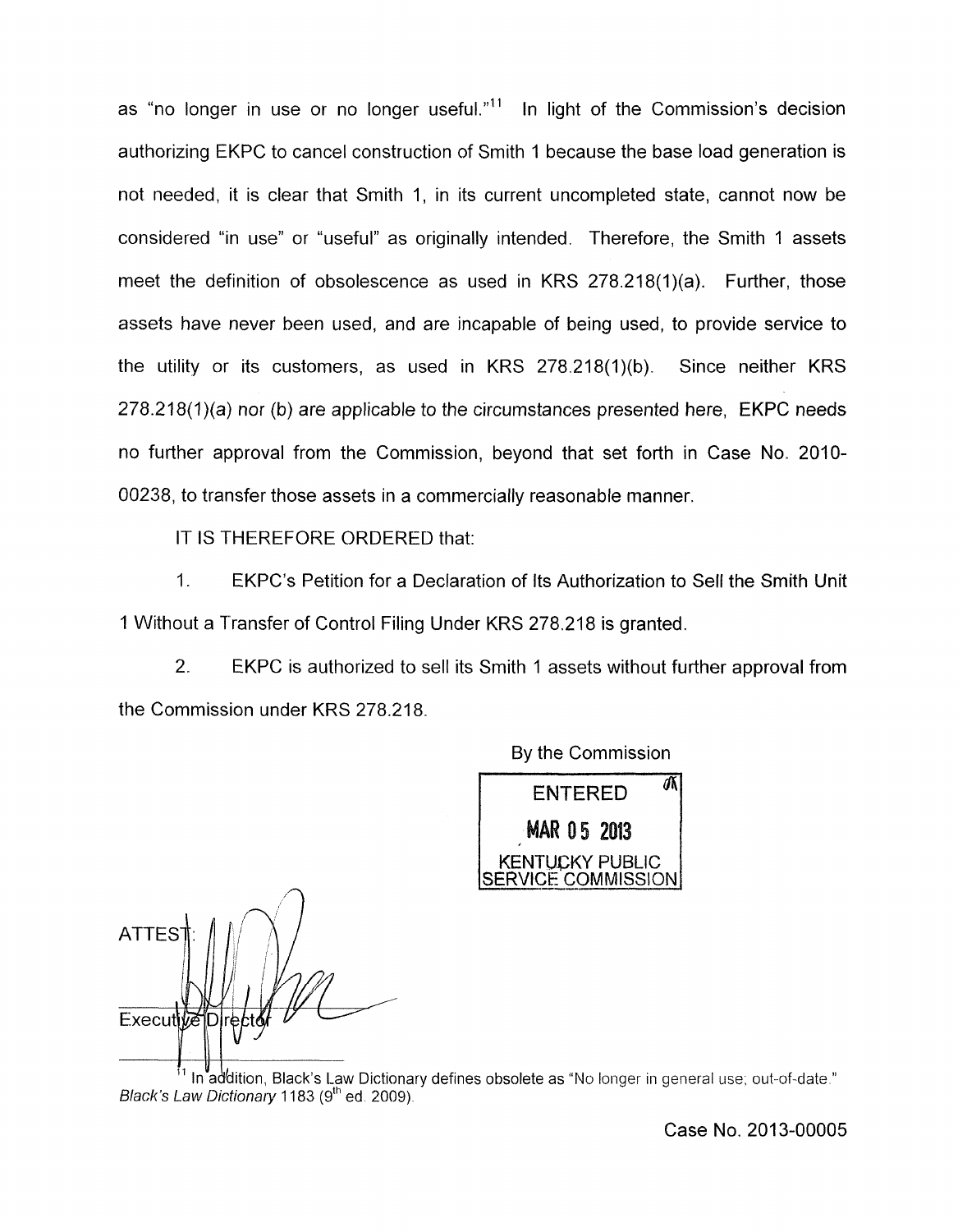as "no longer in use or no longer useful."[11] In light of the Commission's decision authorizing EKPC to cancel construction of Smith 1 because the base load generation is not needed, it is clear that Smith 1, in its current uncompleted state, cannot now be considered "in use" or "useful" as originally intended. Therefore, the Smith 1 assets meet the definition of obsolescence as used in KRS 278.218(1)(a). Further, those assets have never been used, and are incapable of being used, to provide service to the utility or its customers, as used in KRS 278.218(1)(b). Since neither KRS 278.218(1)(a) nor (b) are applicable to the circumstances presented here, EKPC needs no further approval from the Commission, beyond that set forth in Case No. 2010-00238, to transfer those assets in a commercially reasonable manner.

IT IS THEREFORE ORDERED that:

1. EKPC's Petition for a Declaration of Its Authorization to Sell the Smith Unit 1 Without a Transfer of Control Filing Under KRS 278.218 is granted.

2. EKPC is authorized to sell its Smith 1 assets without further approval from the Commission under KRS 278.218.

By the Commission

ENTERED
MAR 05 2013
KENTUCKY PUBLIC SERVICE COMMISSION

ATTEST:

Executive Director

[11] In addition, Black's Law Dictionary defines obsolete as "No longer in general use; out-of-date." *Black's Law Dictionary* 1183 (9th ed. 2009).

Case No. 2013-00005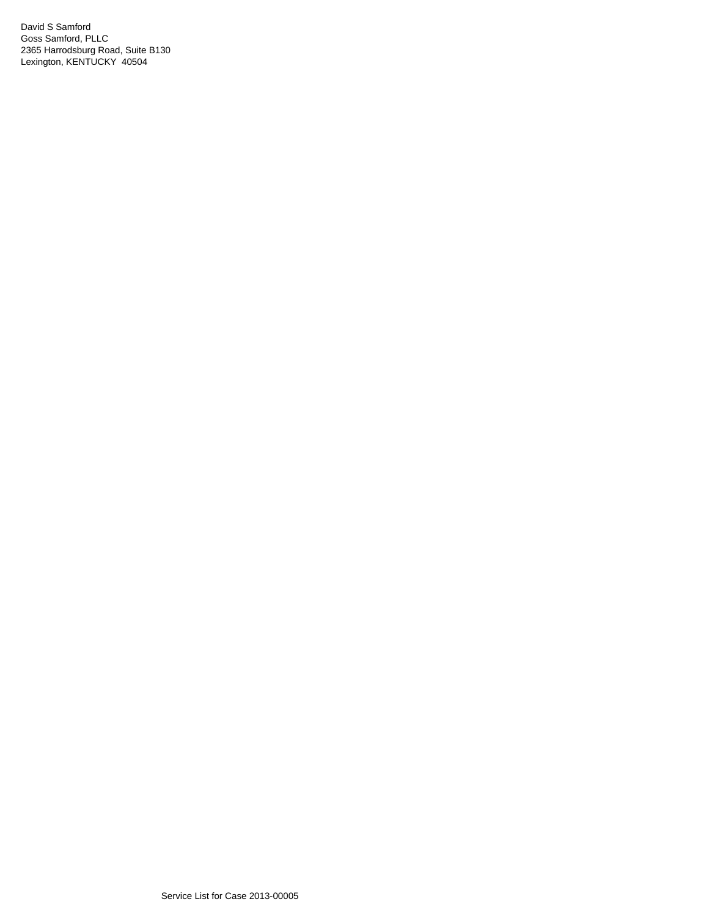David S Samford
Goss Samford, PLLC
2365 Harrodsburg Road, Suite B130
Lexington, KENTUCKY  40504